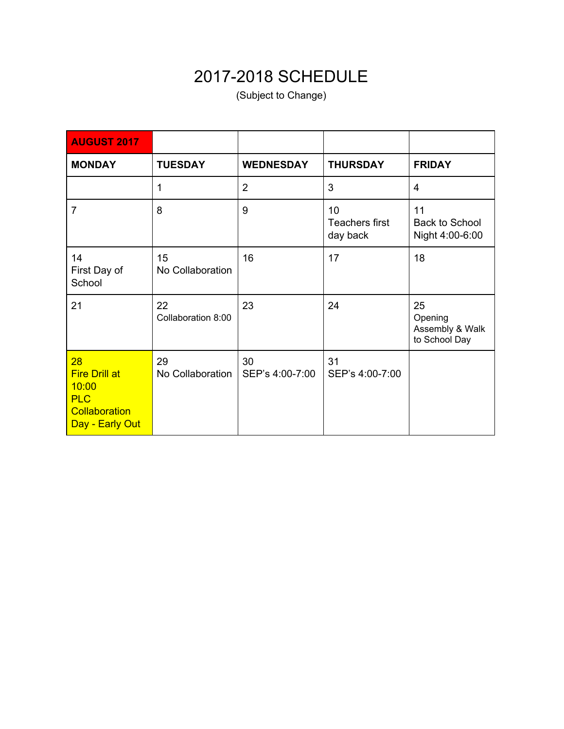# 2017-2018 SCHEDULE

(Subject to Change)

| AUGUST 2017 | | | | |
|---|---|---|---|---|
| **MONDAY** | **TUESDAY** | **WEDNESDAY** | **THURSDAY** | **FRIDAY** |
| | 1 | 2 | 3 | 4 |
| 7 | 8 | 9 | 10 Teachers first day back | 11 Back to School Night 4:00-6:00 |
| 14 First Day of School | 15 No Collaboration | 16 | 17 | 18 |
| 21 | 22 Collaboration 8:00 | 23 | 24 | 25 Opening Assembly & Walk to School Day |
| 28 Fire Drill at 10:00 PLC Collaboration Day - Early Out | 29 No Collaboration | 30 SEP's 4:00-7:00 | 31 SEP's 4:00-7:00 | |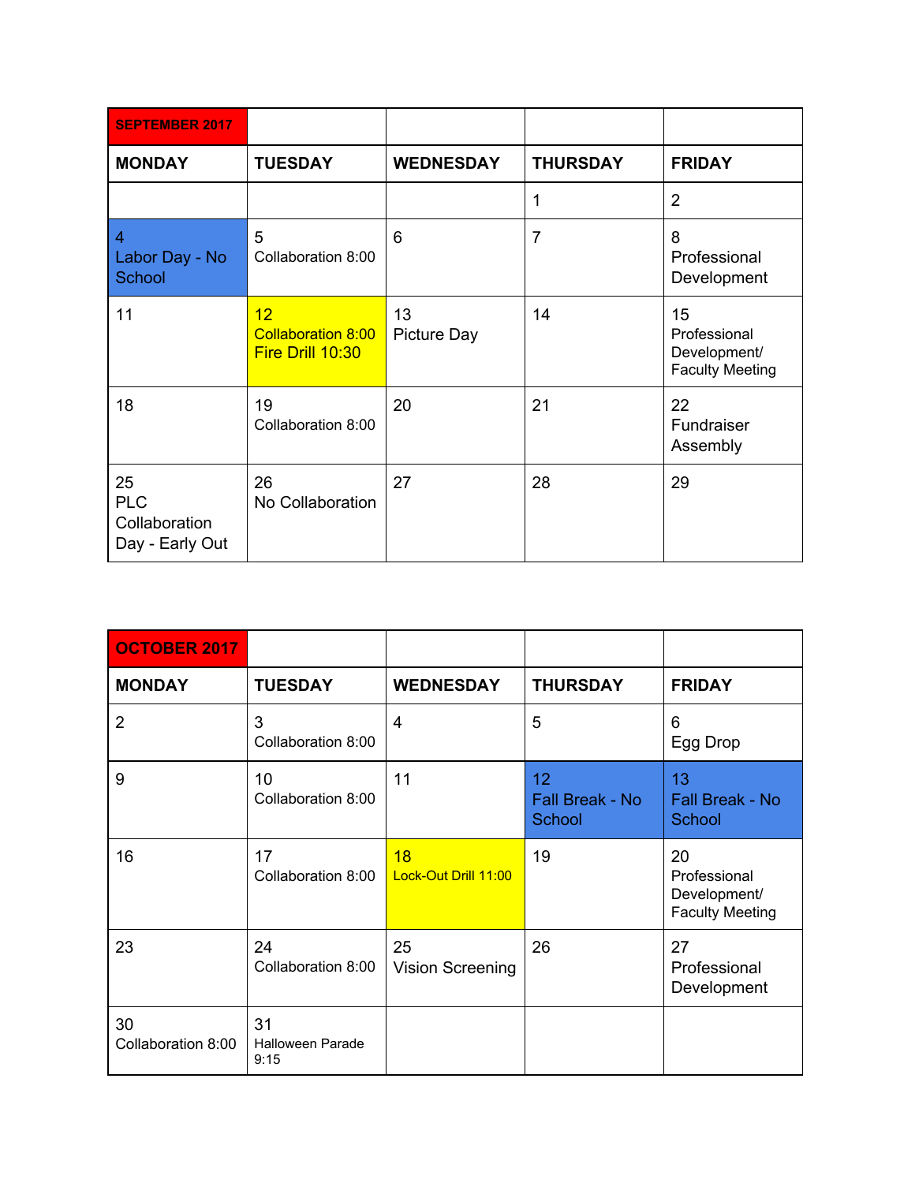| SEPTEMBER 2017 | | | | |
|---|---|---|---|---|
| **MONDAY** | **TUESDAY** | **WEDNESDAY** | **THURSDAY** | **FRIDAY** |
| | | | 1 | 2 |
| 4 Labor Day - No School | 5 Collaboration 8:00 | 6 | 7 | 8 Professional Development |
| 11 | 12 Collaboration 8:00 Fire Drill 10:30 | 13 Picture Day | 14 | 15 Professional Development/ Faculty Meeting |
| 18 | 19 Collaboration 8:00 | 20 | 21 | 22 Fundraiser Assembly |
| 25 PLC Collaboration Day - Early Out | 26 No Collaboration | 27 | 28 | 29 |

| OCTOBER 2017 | | | | |
|---|---|---|---|---|
| **MONDAY** | **TUESDAY** | **WEDNESDAY** | **THURSDAY** | **FRIDAY** |
| 2 | 3 Collaboration 8:00 | 4 | 5 | 6 Egg Drop |
| 9 | 10 Collaboration 8:00 | 11 | 12 Fall Break - No School | 13 Fall Break - No School |
| 16 | 17 Collaboration 8:00 | 18 Lock-Out Drill 11:00 | 19 | 20 Professional Development/ Faculty Meeting |
| 23 | 24 Collaboration 8:00 | 25 Vision Screening | 26 | 27 Professional Development |
| 30 Collaboration 8:00 | 31 Halloween Parade 9:15 | | | |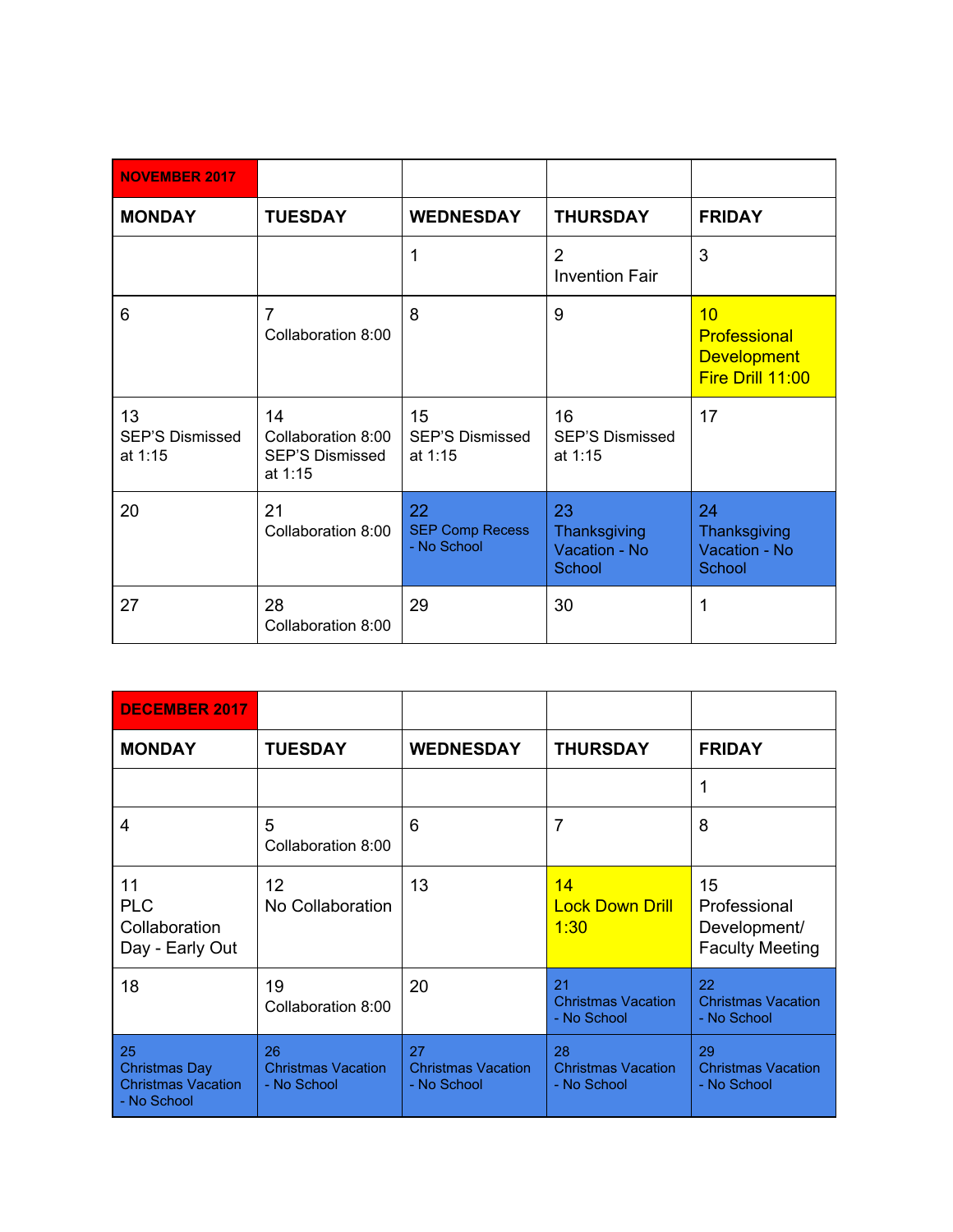| NOVEMBER 2017 | | | | |
|---|---|---|---|---|
| **MONDAY** | **TUESDAY** | **WEDNESDAY** | **THURSDAY** | **FRIDAY** |
| | | 1 | 2 Invention Fair | 3 |
| 6 | 7 Collaboration 8:00 | 8 | 9 | 10 Professional Development Fire Drill 11:00 |
| 13 SEP'S Dismissed at 1:15 | 14 Collaboration 8:00 SEP'S Dismissed at 1:15 | 15 SEP'S Dismissed at 1:15 | 16 SEP'S Dismissed at 1:15 | 17 |
| 20 | 21 Collaboration 8:00 | 22 SEP Comp Recess - No School | 23 Thanksgiving Vacation - No School | 24 Thanksgiving Vacation - No School |
| 27 | 28 Collaboration 8:00 | 29 | 30 | 1 |

| DECEMBER 2017 | | | | |
|---|---|---|---|---|
| **MONDAY** | **TUESDAY** | **WEDNESDAY** | **THURSDAY** | **FRIDAY** |
| | | | | 1 |
| 4 | 5 Collaboration 8:00 | 6 | 7 | 8 |
| 11 PLC Collaboration Day - Early Out | 12 No Collaboration | 13 | 14 Lock Down Drill 1:30 | 15 Professional Development/ Faculty Meeting |
| 18 | 19 Collaboration 8:00 | 20 | 21 Christmas Vacation - No School | 22 Christmas Vacation - No School |
| 25 Christmas Day Christmas Vacation - No School | 26 Christmas Vacation - No School | 27 Christmas Vacation - No School | 28 Christmas Vacation - No School | 29 Christmas Vacation - No School |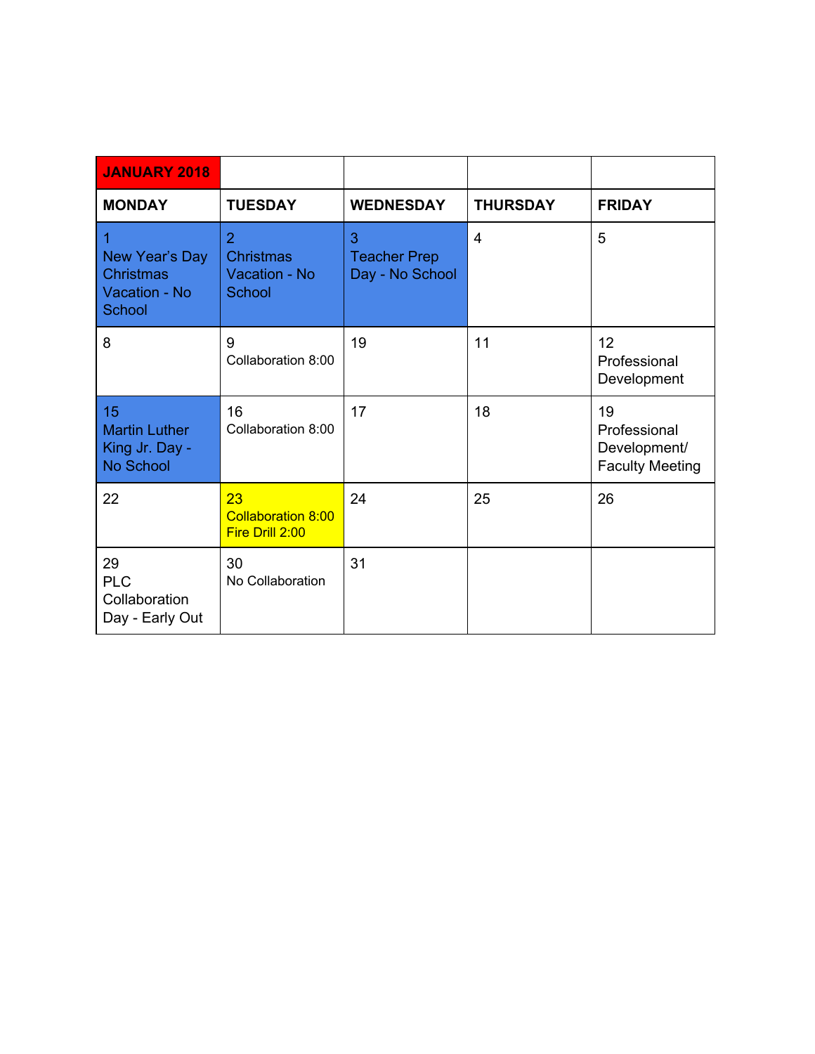| JANUARY 2018 | | | | |
|---|---|---|---|---|
| **MONDAY** | **TUESDAY** | **WEDNESDAY** | **THURSDAY** | **FRIDAY** |
| 1<br>New Year's Day Christmas Vacation - No School | 2<br>Christmas Vacation - No School | 3<br>Teacher Prep Day - No School | 4 | 5 |
| 8 | 9<br>Collaboration 8:00 | 19 | 11 | 12<br>Professional Development |
| 15<br>Martin Luther King Jr. Day - No School | 16<br>Collaboration 8:00 | 17 | 18 | 19<br>Professional Development/ Faculty Meeting |
| 22 | 23<br>Collaboration 8:00<br>Fire Drill 2:00 | 24 | 25 | 26 |
| 29<br>PLC Collaboration Day - Early Out | 30<br>No Collaboration | 31 | | |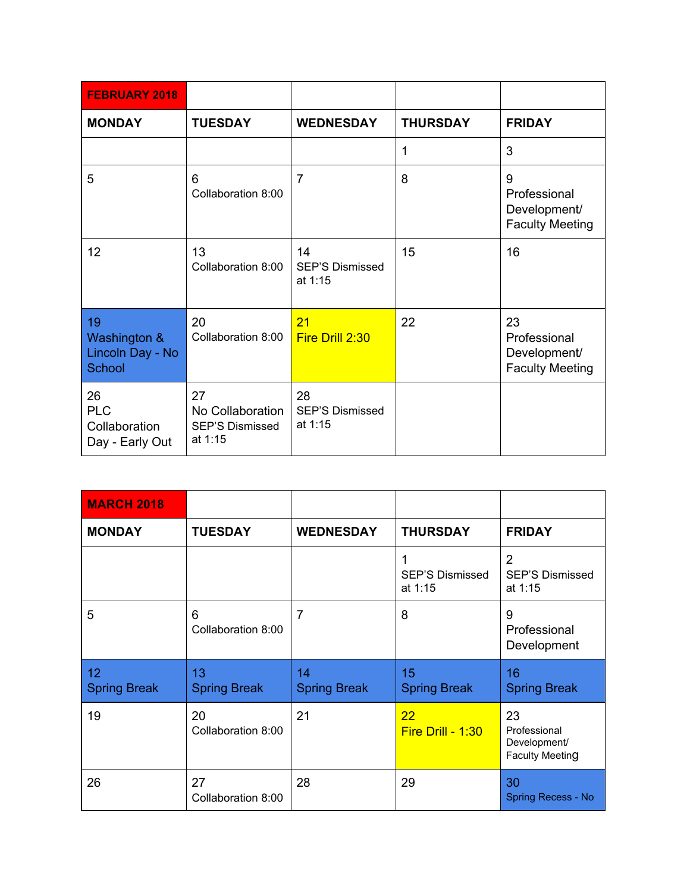| FEBRUARY 2018 | | | | |
|---|---|---|---|---|
| **MONDAY** | **TUESDAY** | **WEDNESDAY** | **THURSDAY** | **FRIDAY** |
| | | | 1 | 3 |
| 5 | 6 Collaboration 8:00 | 7 | 8 | 9 Professional Development/ Faculty Meeting |
| 12 | 13 Collaboration 8:00 | 14 SEP'S Dismissed at 1:15 | 15 | 16 |
| 19 Washington & Lincoln Day - No School | 20 Collaboration 8:00 | 21 Fire Drill 2:30 | 22 | 23 Professional Development/ Faculty Meeting |
| 26 PLC Collaboration Day - Early Out | 27 No Collaboration SEP'S Dismissed at 1:15 | 28 SEP'S Dismissed at 1:15 | | |

| MARCH 2018 | | | | |
|---|---|---|---|---|
| **MONDAY** | **TUESDAY** | **WEDNESDAY** | **THURSDAY** | **FRIDAY** |
| | | | 1 SEP'S Dismissed at 1:15 | 2 SEP'S Dismissed at 1:15 |
| 5 | 6 Collaboration 8:00 | 7 | 8 | 9 Professional Development |
| 12 Spring Break | 13 Spring Break | 14 Spring Break | 15 Spring Break | 16 Spring Break |
| 19 | 20 Collaboration 8:00 | 21 | 22 Fire Drill - 1:30 | 23 Professional Development/ Faculty Meeting |
| 26 | 27 Collaboration 8:00 | 28 | 29 | 30 Spring Recess - No |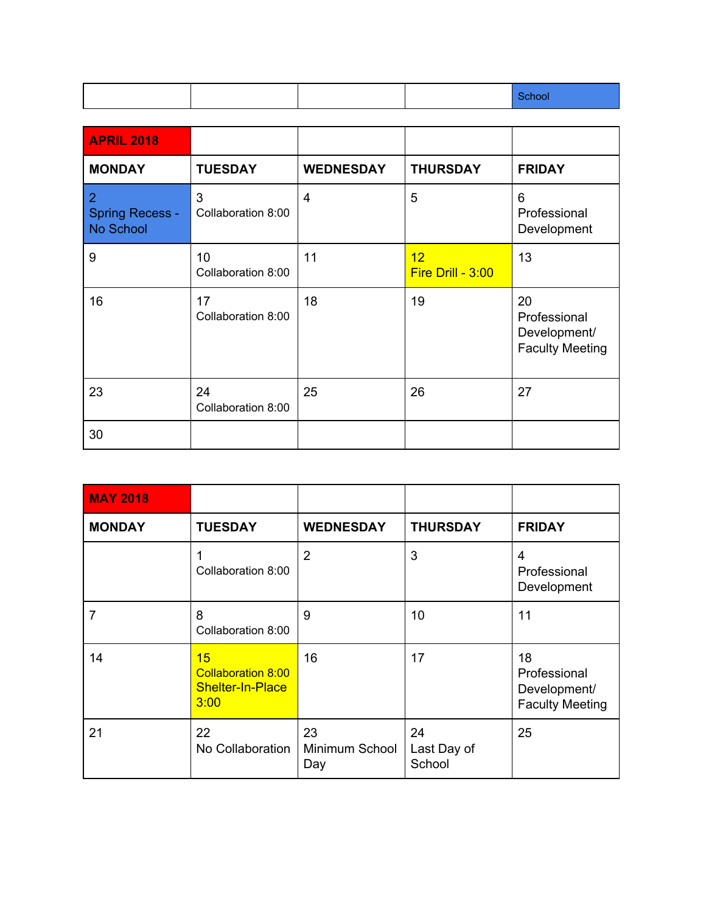| | | | | |
|---|---|---|---|---|
| | | | | School |

| APRIL 2018 | | | | |
|---|---|---|---|---|
| **MONDAY** | **TUESDAY** | **WEDNESDAY** | **THURSDAY** | **FRIDAY** |
| 2 Spring Recess - No School | 3 Collaboration 8:00 | 4 | 5 | 6 Professional Development |
| 9 | 10 Collaboration 8:00 | 11 | 12 Fire Drill - 3:00 | 13 |
| 16 | 17 Collaboration 8:00 | 18 | 19 | 20 Professional Development/ Faculty Meeting |
| 23 | 24 Collaboration 8:00 | 25 | 26 | 27 |
| 30 | | | | |

| MAY 2018 | | | | |
|---|---|---|---|---|
| **MONDAY** | **TUESDAY** | **WEDNESDAY** | **THURSDAY** | **FRIDAY** |
| | 1 Collaboration 8:00 | 2 | 3 | 4 Professional Development |
| 7 | 8 Collaboration 8:00 | 9 | 10 | 11 |
| 14 | 15 Collaboration 8:00 Shelter-In-Place 3:00 | 16 | 17 | 18 Professional Development/ Faculty Meeting |
| 21 | 22 No Collaboration | 23 Minimum School Day | 24 Last Day of School | 25 |